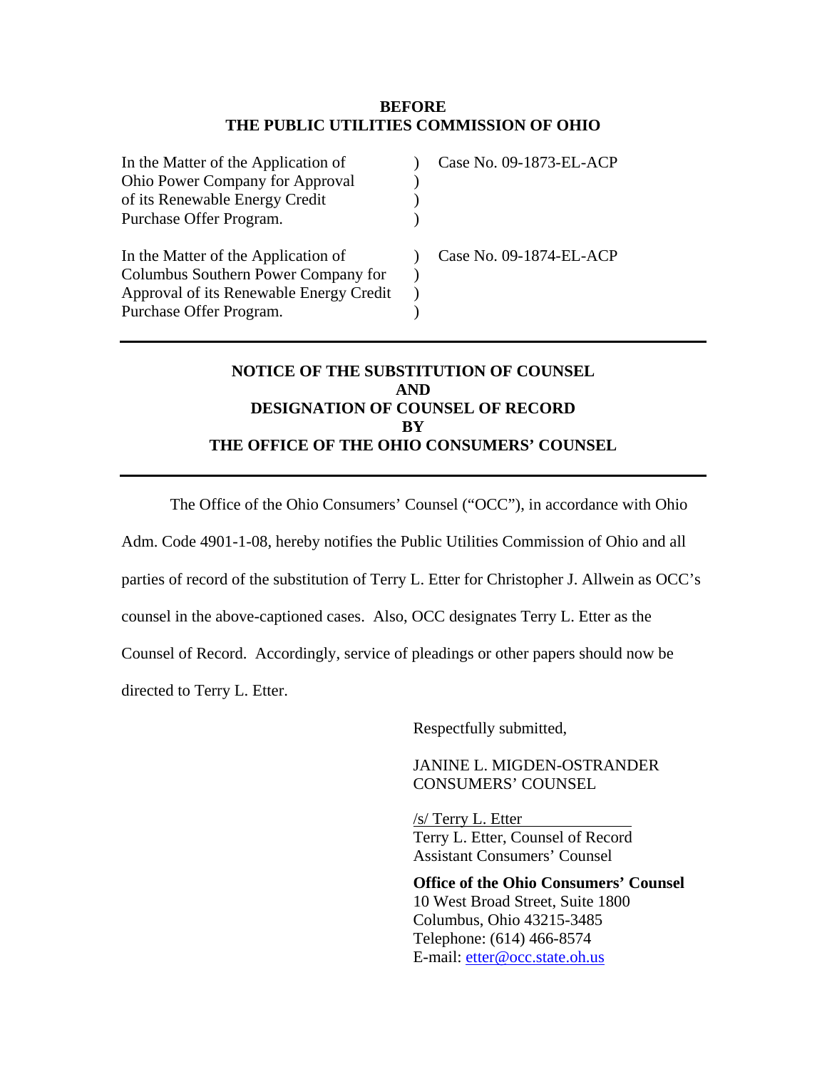**BEFORE**
**THE PUBLIC UTILITIES COMMISSION OF OHIO**

| | | |
|---|---|---|
| In the Matter of the Application of Ohio Power Company for Approval of its Renewable Energy Credit Purchase Offer Program. | ) | Case No. 09-1873-EL-ACP |
| In the Matter of the Application of Columbus Southern Power Company for Approval of its Renewable Energy Credit Purchase Offer Program. | ) | Case No. 09-1874-EL-ACP |

---

**NOTICE OF THE SUBSTITUTION OF COUNSEL**
**AND**
**DESIGNATION OF COUNSEL OF RECORD**
**BY**
**THE OFFICE OF THE OHIO CONSUMERS' COUNSEL**

---

The Office of the Ohio Consumers' Counsel ("OCC"), in accordance with Ohio Adm. Code 4901-1-08, hereby notifies the Public Utilities Commission of Ohio and all parties of record of the substitution of Terry L. Etter for Christopher J. Allwein as OCC's counsel in the above-captioned cases. Also, OCC designates Terry L. Etter as the Counsel of Record. Accordingly, service of pleadings or other papers should now be directed to Terry L. Etter.

Respectfully submitted,

JANINE L. MIGDEN-OSTRANDER
CONSUMERS' COUNSEL

/s/ Terry L. Etter
Terry L. Etter, Counsel of Record
Assistant Consumers' Counsel

**Office of the Ohio Consumers' Counsel**
10 West Broad Street, Suite 1800
Columbus, Ohio 43215-3485
Telephone: (614) 466-8574
E-mail: etter@occ.state.oh.us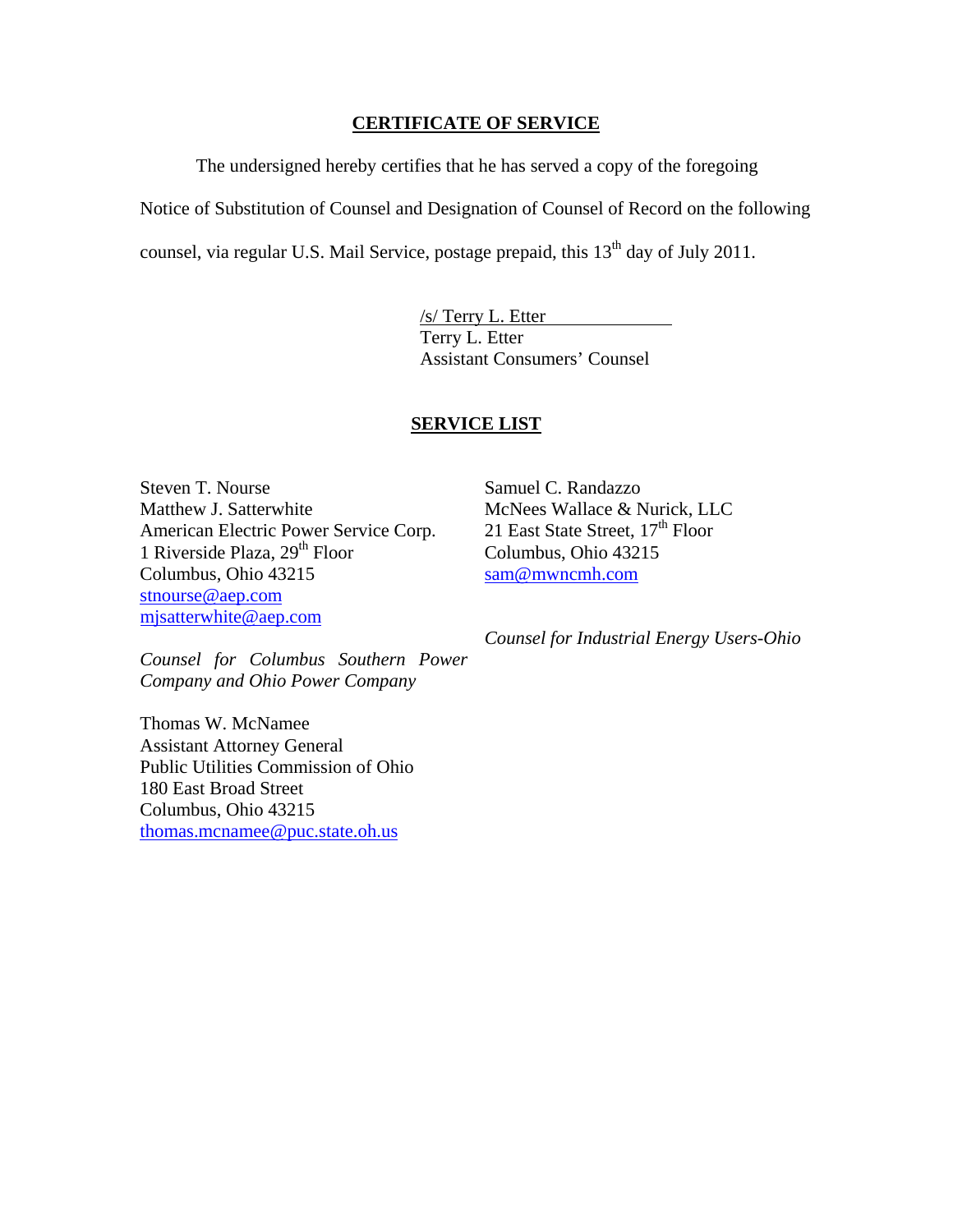## CERTIFICATE OF SERVICE

The undersigned hereby certifies that he has served a copy of the foregoing Notice of Substitution of Counsel and Designation of Counsel of Record on the following counsel, via regular U.S. Mail Service, postage prepaid, this 13th day of July 2011.

/s/ Terry L. Etter
Terry L. Etter
Assistant Consumers' Counsel

## SERVICE LIST

Steven T. Nourse
Matthew J. Satterwhite
American Electric Power Service Corp.
1 Riverside Plaza, 29th Floor
Columbus, Ohio 43215
stnourse@aep.com
mjsatterwhite@aep.com

*Counsel for Columbus Southern Power Company and Ohio Power Company*

Thomas W. McNamee
Assistant Attorney General
Public Utilities Commission of Ohio
180 East Broad Street
Columbus, Ohio 43215
thomas.mcnamee@puc.state.oh.us

Samuel C. Randazzo
McNees Wallace & Nurick, LLC
21 East State Street, 17th Floor
Columbus, Ohio 43215
sam@mwncmh.com

*Counsel for Industrial Energy Users-Ohio*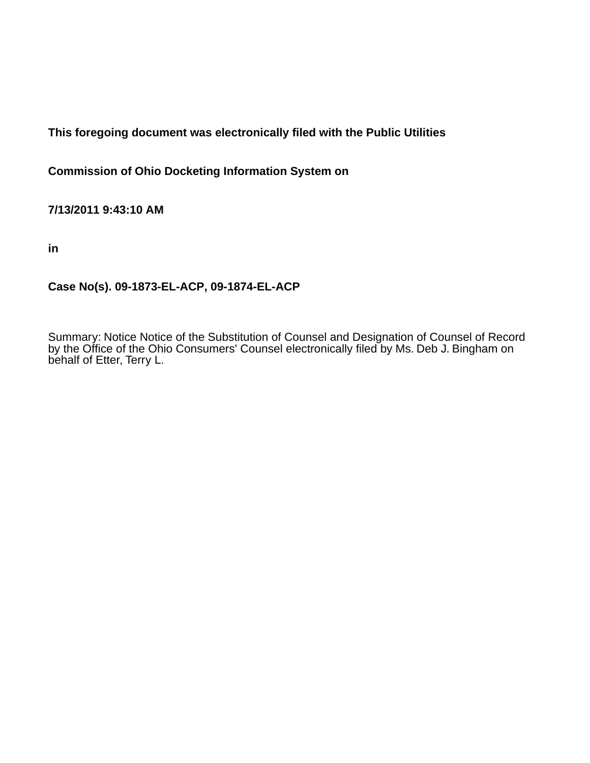**This foregoing document was electronically filed with the Public Utilities**

**Commission of Ohio Docketing Information System on**

**7/13/2011 9:43:10 AM**

**in**

**Case No(s). 09-1873-EL-ACP, 09-1874-EL-ACP**

Summary: Notice Notice of the Substitution of Counsel and Designation of Counsel of Record by the Office of the Ohio Consumers' Counsel electronically filed by Ms. Deb J. Bingham on behalf of Etter, Terry L.